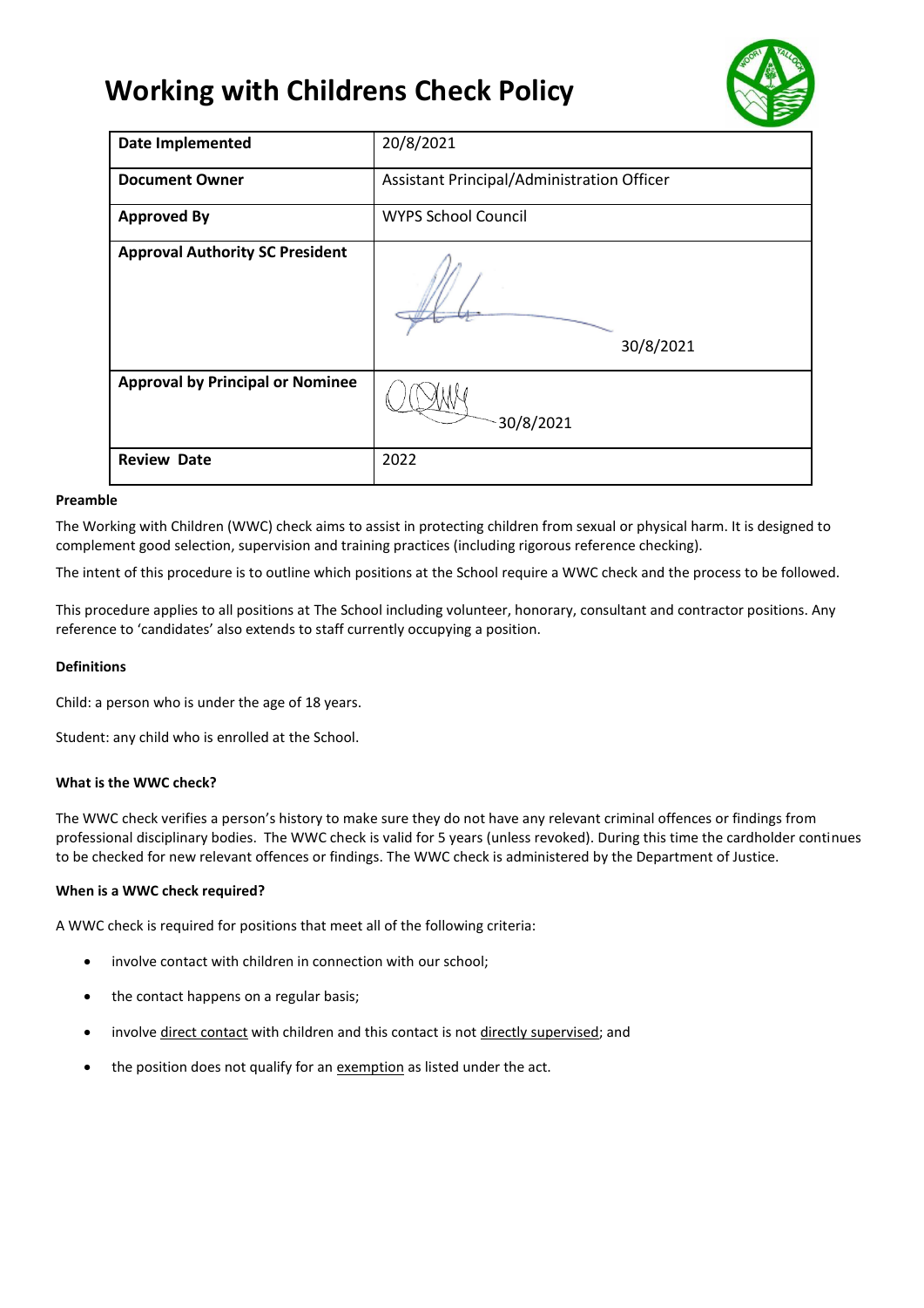# Working with Childrens Check Policy

| Date Implemented | 20/8/2021 |
|---|---|
| Document Owner | Assistant Principal/Administration Officer |
| Approved By | WYPS School Council |
| Approval Authority SC President | 30/8/2021 |
| Approval by Principal or Nominee | 30/8/2021 |
| Review Date | 2022 |

**Preamble**

The Working with Children (WWC) check aims to assist in protecting children from sexual or physical harm. It is designed to complement good selection, supervision and training practices (including rigorous reference checking).

The intent of this procedure is to outline which positions at the School require a WWC check and the process to be followed.

This procedure applies to all positions at The School including volunteer, honorary, consultant and contractor positions. Any reference to 'candidates' also extends to staff currently occupying a position.

**Definitions**

Child: a person who is under the age of 18 years.

Student: any child who is enrolled at the School.

**What is the WWC check?**

The WWC check verifies a person's history to make sure they do not have any relevant criminal offences or findings from professional disciplinary bodies. The WWC check is valid for 5 years (unless revoked). During this time the cardholder continues to be checked for new relevant offences or findings. The WWC check is administered by the Department of Justice.

**When is a WWC check required?**

A WWC check is required for positions that meet all of the following criteria:

- involve contact with children in connection with our school;
- the contact happens on a regular basis;
- involve direct contact with children and this contact is not directly supervised; and
- the position does not qualify for an exemption as listed under the act.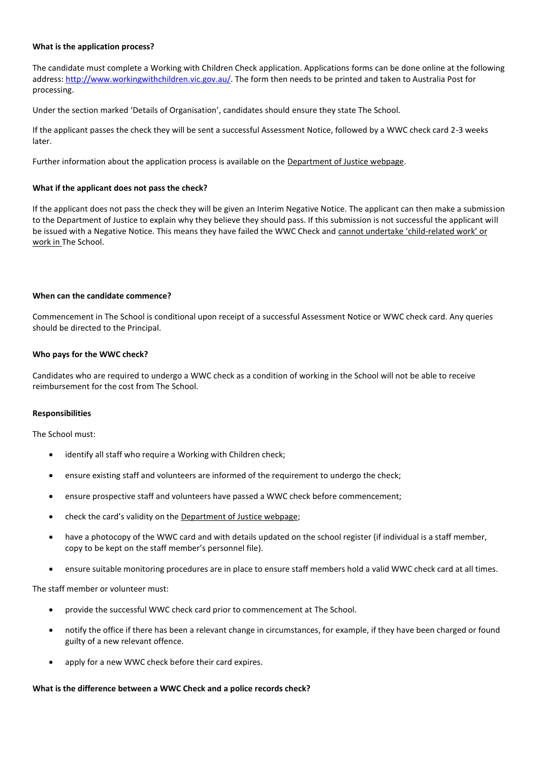**What is the application process?**

The candidate must complete a Working with Children Check application. Applications forms can be done online at the following address: http://www.workingwithchildren.vic.gov.au/. The form then needs to be printed and taken to Australia Post for processing.

Under the section marked 'Details of Organisation', candidates should ensure they state The School.

If the applicant passes the check they will be sent a successful Assessment Notice, followed by a WWC check card 2-3 weeks later.

Further information about the application process is available on the Department of Justice webpage.

**What if the applicant does not pass the check?**

If the applicant does not pass the check they will be given an Interim Negative Notice. The applicant can then make a submission to the Department of Justice to explain why they believe they should pass. If this submission is not successful the applicant will be issued with a Negative Notice. This means they have failed the WWC Check and cannot undertake 'child-related work' or work in The School.

**When can the candidate commence?**

Commencement in The School is conditional upon receipt of a successful Assessment Notice or WWC check card. Any queries should be directed to the Principal.

**Who pays for the WWC check?**

Candidates who are required to undergo a WWC check as a condition of working in the School will not be able to receive reimbursement for the cost from The School.

**Responsibilities**

The School must:

- identify all staff who require a Working with Children check;
- ensure existing staff and volunteers are informed of the requirement to undergo the check;
- ensure prospective staff and volunteers have passed a WWC check before commencement;
- check the card's validity on the Department of Justice webpage;
- have a photocopy of the WWC card and with details updated on the school register (if individual is a staff member, copy to be kept on the staff member's personnel file).
- ensure suitable monitoring procedures are in place to ensure staff members hold a valid WWC check card at all times.

The staff member or volunteer must:

- provide the successful WWC check card prior to commencement at The School.
- notify the office if there has been a relevant change in circumstances, for example, if they have been charged or found guilty of a new relevant offence.
- apply for a new WWC check before their card expires.

**What is the difference between a WWC Check and a police records check?**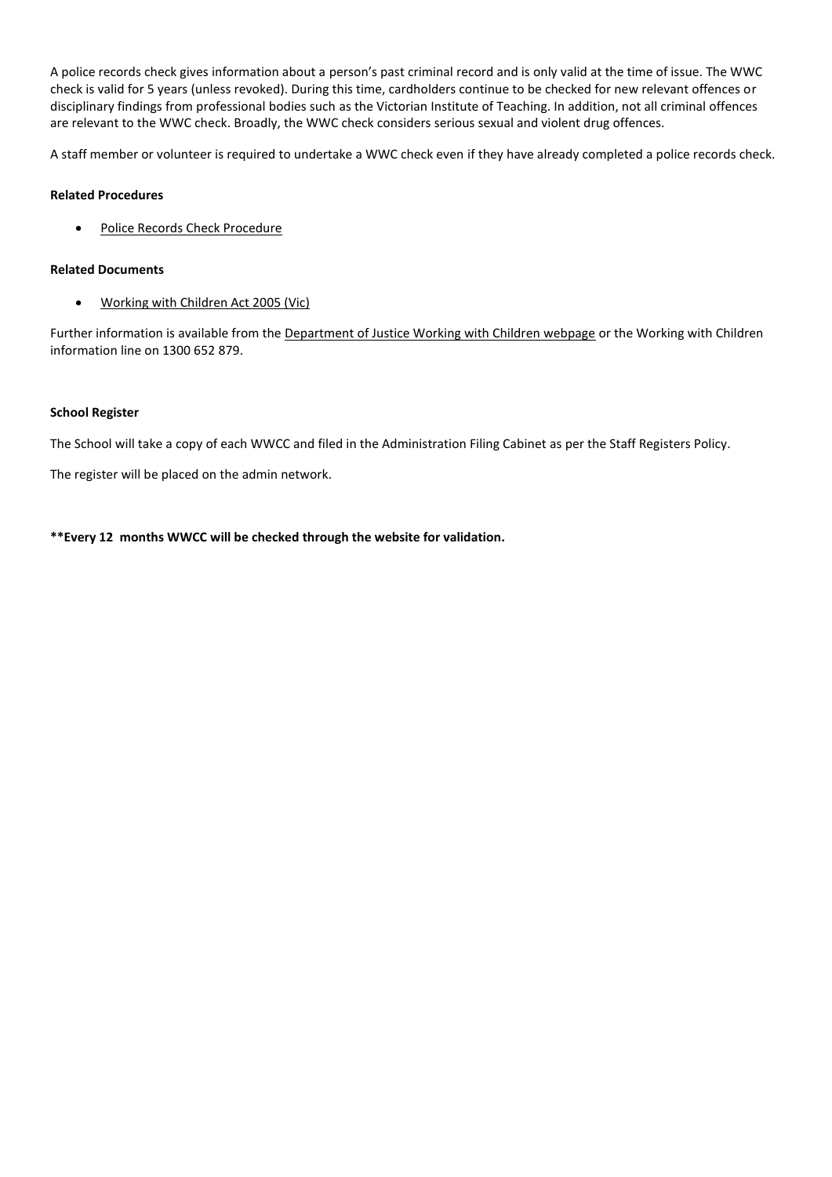A police records check gives information about a person's past criminal record and is only valid at the time of issue. The WWC check is valid for 5 years (unless revoked). During this time, cardholders continue to be checked for new relevant offences or disciplinary findings from professional bodies such as the Victorian Institute of Teaching. In addition, not all criminal offences are relevant to the WWC check. Broadly, the WWC check considers serious sexual and violent drug offences.

A staff member or volunteer is required to undertake a WWC check even if they have already completed a police records check.

**Related Procedures**

- Police Records Check Procedure

**Related Documents**

- Working with Children Act 2005 (Vic)

Further information is available from the Department of Justice Working with Children webpage or the Working with Children information line on 1300 652 879.

**School Register**

The School will take a copy of each WWCC and filed in the Administration Filing Cabinet as per the Staff Registers Policy.

The register will be placed on the admin network.

**\*\*Every 12 months WWCC will be checked through the website for validation.**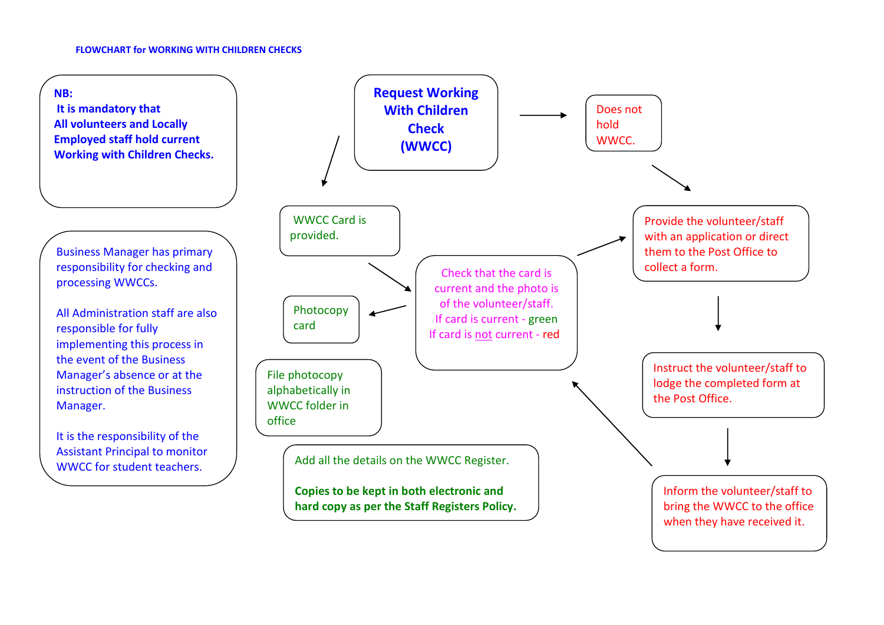FLOWCHART for WORKING WITH CHILDREN CHECKS

**NB:**
**It is mandatory that All volunteers and Locally Employed staff hold current Working with Children Checks.**

Business Manager has primary responsibility for checking and processing WWCCs.

All Administration staff are also responsible for fully implementing this process in the event of the Business Manager's absence or at the instruction of the Business Manager.

It is the responsibility of the Assistant Principal to monitor WWCC for student teachers.

**Request Working With Children Check (WWCC)**

Does not hold WWCC.

Provide the volunteer/staff with an application or direct them to the Post Office to collect a form.

Instruct the volunteer/staff to lodge the completed form at the Post Office.

Inform the volunteer/staff to bring the WWCC to the office when they have received it.

WWCC Card is provided.

Check that the card is current and the photo is of the volunteer/staff.
If card is current - green
If card is not current - red

Photocopy card

File photocopy alphabetically in WWCC folder in office

Add all the details on the WWCC Register.

**Copies to be kept in both electronic and hard copy as per the Staff Registers Policy.**